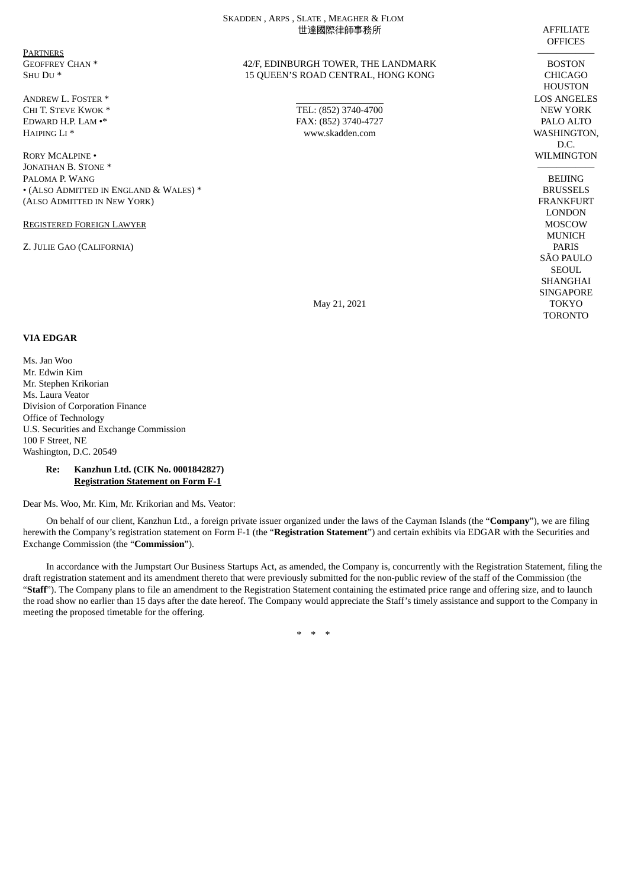SKADDEN, ARPS, SLATE, MEAGHER & FLOM
世達國際律師事務所

42/F, EDINBURGH TOWER, THE LANDMARK
15 QUEEN'S ROAD CENTRAL, HONG KONG

TEL: (852) 3740-4700
FAX: (852) 3740-4727
www.skadden.com

PARTNERS
GEOFFREY CHAN *
SHU DU *

ANDREW L. FOSTER *
CHI T. STEVE KWOK *
EDWARD H.P. LAM •*
HAIPING LI *

RORY MCALPINE •
JONATHAN B. STONE *
PALOMA P. WANG
• (ALSO ADMITTED IN ENGLAND & WALES) *
(ALSO ADMITTED IN NEW YORK)

REGISTERED FOREIGN LAWYER

Z. JULIE GAO (CALIFORNIA)

AFFILIATE OFFICES

BOSTON
CHICAGO
HOUSTON
LOS ANGELES
NEW YORK
PALO ALTO
WASHINGTON, D.C.
WILMINGTON

BEIJING
BRUSSELS
FRANKFURT
LONDON
MOSCOW
MUNICH
PARIS
SÃO PAULO
SEOUL
SHANGHAI
SINGAPORE
TOKYO
TORONTO

May 21, 2021

**VIA EDGAR**

Ms. Jan Woo
Mr. Edwin Kim
Mr. Stephen Krikorian
Ms. Laura Veator
Division of Corporation Finance
Office of Technology
U.S. Securities and Exchange Commission
100 F Street, NE
Washington, D.C. 20549

**Re: Kanzhun Ltd. (CIK No. 0001842827)**
**Registration Statement on Form F-1**

Dear Ms. Woo, Mr. Kim, Mr. Krikorian and Ms. Veator:

On behalf of our client, Kanzhun Ltd., a foreign private issuer organized under the laws of the Cayman Islands (the "**Company**"), we are filing herewith the Company's registration statement on Form F-1 (the "**Registration Statement**") and certain exhibits via EDGAR with the Securities and Exchange Commission (the "**Commission**").

In accordance with the Jumpstart Our Business Startups Act, as amended, the Company is, concurrently with the Registration Statement, filing the draft registration statement and its amendment thereto that were previously submitted for the non-public review of the staff of the Commission (the "**Staff**"). The Company plans to file an amendment to the Registration Statement containing the estimated price range and offering size, and to launch the road show no earlier than 15 days after the date hereof. The Company would appreciate the Staff's timely assistance and support to the Company in meeting the proposed timetable for the offering.

\* \* \*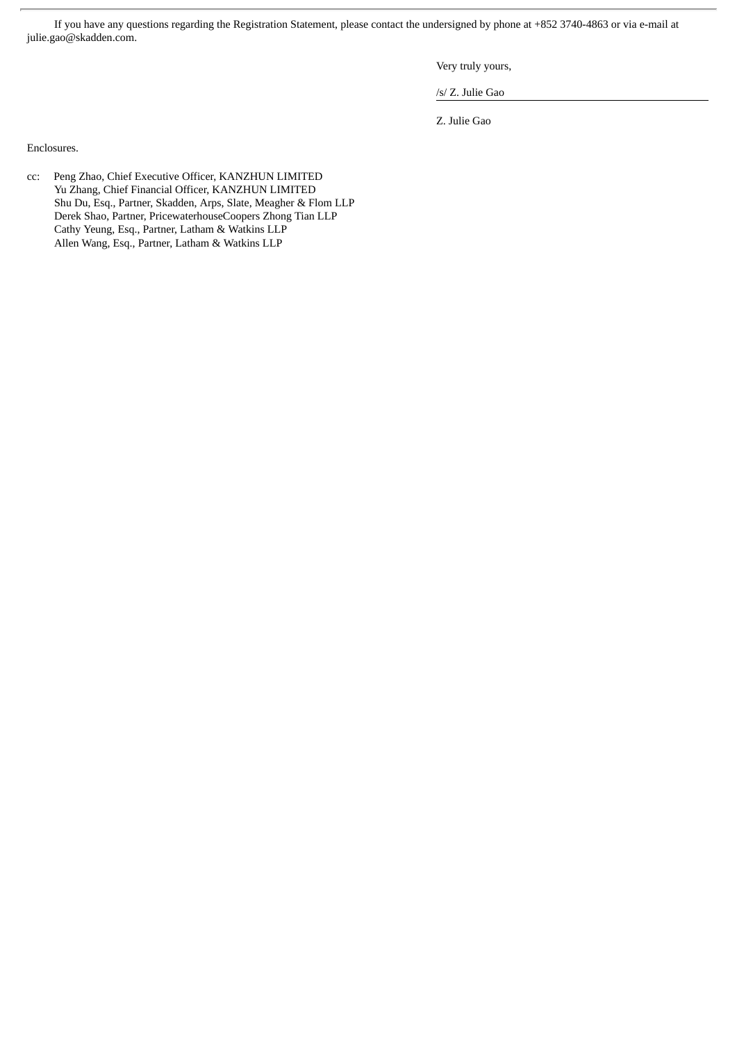If you have any questions regarding the Registration Statement, please contact the undersigned by phone at +852 3740-4863 or via e-mail at julie.gao@skadden.com.

Very truly yours,

/s/ Z. Julie Gao

Z. Julie Gao

Enclosures.

cc: Peng Zhao, Chief Executive Officer, KANZHUN LIMITED
Yu Zhang, Chief Financial Officer, KANZHUN LIMITED
Shu Du, Esq., Partner, Skadden, Arps, Slate, Meagher & Flom LLP
Derek Shao, Partner, PricewaterhouseCoopers Zhong Tian LLP
Cathy Yeung, Esq., Partner, Latham & Watkins LLP
Allen Wang, Esq., Partner, Latham & Watkins LLP